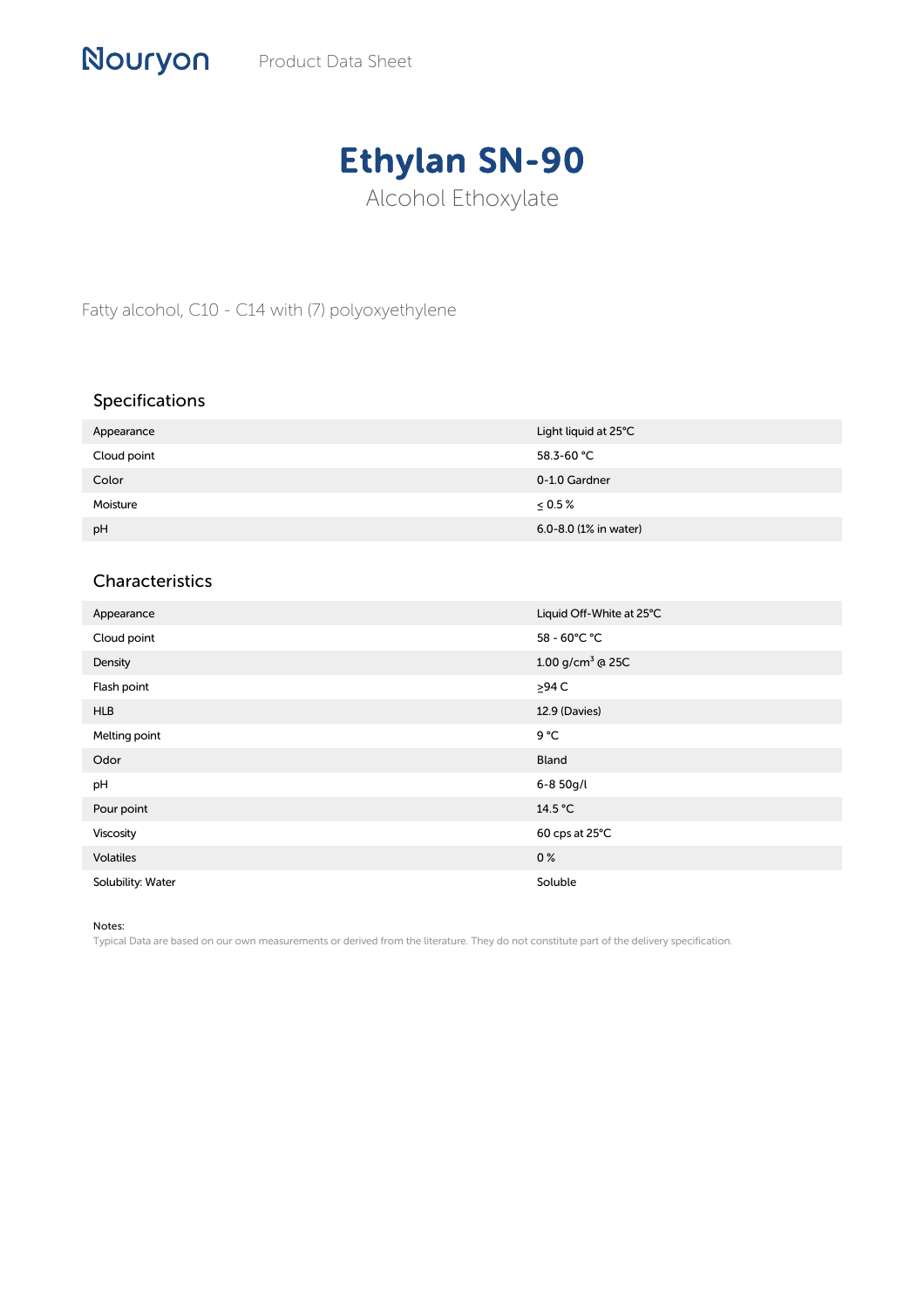Nouryon Product Data Sheet

# Ethylan SN-90

Alcohol Ethoxylate

Fatty alcohol, C10 - C14 with (7) polyoxyethylene

## Specifications

| | |
|---|---|
| Appearance | Light liquid at 25°C |
| Cloud point | 58.3-60 °C |
| Color | 0-1.0 Gardner |
| Moisture | ≤ 0.5 % |
| pH | 6.0-8.0 (1% in water) |

## Characteristics

| | |
|---|---|
| Appearance | Liquid Off-White at 25°C |
| Cloud point | 58 - 60°C °C |
| Density | 1.00 g/cm$^3$ @ 25C |
| Flash point | ≥94 C |
| HLB | 12.9 (Davies) |
| Melting point | 9 °C |
| Odor | Bland |
| pH | 6-8 50g/l |
| Pour point | 14.5 °C |
| Viscosity | 60 cps at 25°C |
| Volatiles | 0 % |
| Solubility: Water | Soluble |

Notes:

Typical Data are based on our own measurements or derived from the literature. They do not constitute part of the delivery specification.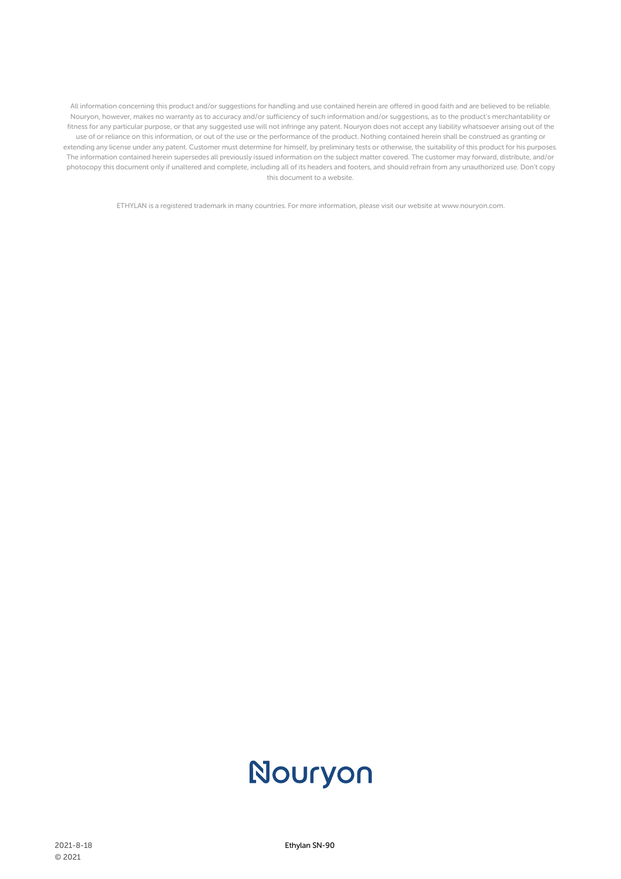All information concerning this product and/or suggestions for handling and use contained herein are offered in good faith and are believed to be reliable. Nouryon, however, makes no warranty as to accuracy and/or sufficiency of such information and/or suggestions, as to the product's merchantability or fitness for any particular purpose, or that any suggested use will not infringe any patent. Nouryon does not accept any liability whatsoever arising out of the use of or reliance on this information, or out of the use or the performance of the product. Nothing contained herein shall be construed as granting or extending any license under any patent. Customer must determine for himself, by preliminary tests or otherwise, the suitability of this product for his purposes. The information contained herein supersedes all previously issued information on the subject matter covered. The customer may forward, distribute, and/or photocopy this document only if unaltered and complete, including all of its headers and footers, and should refrain from any unauthorized use. Don't copy this document to a website.

ETHYLAN is a registered trademark in many countries. For more information, please visit our website at www.nouryon.com.

Nouryon